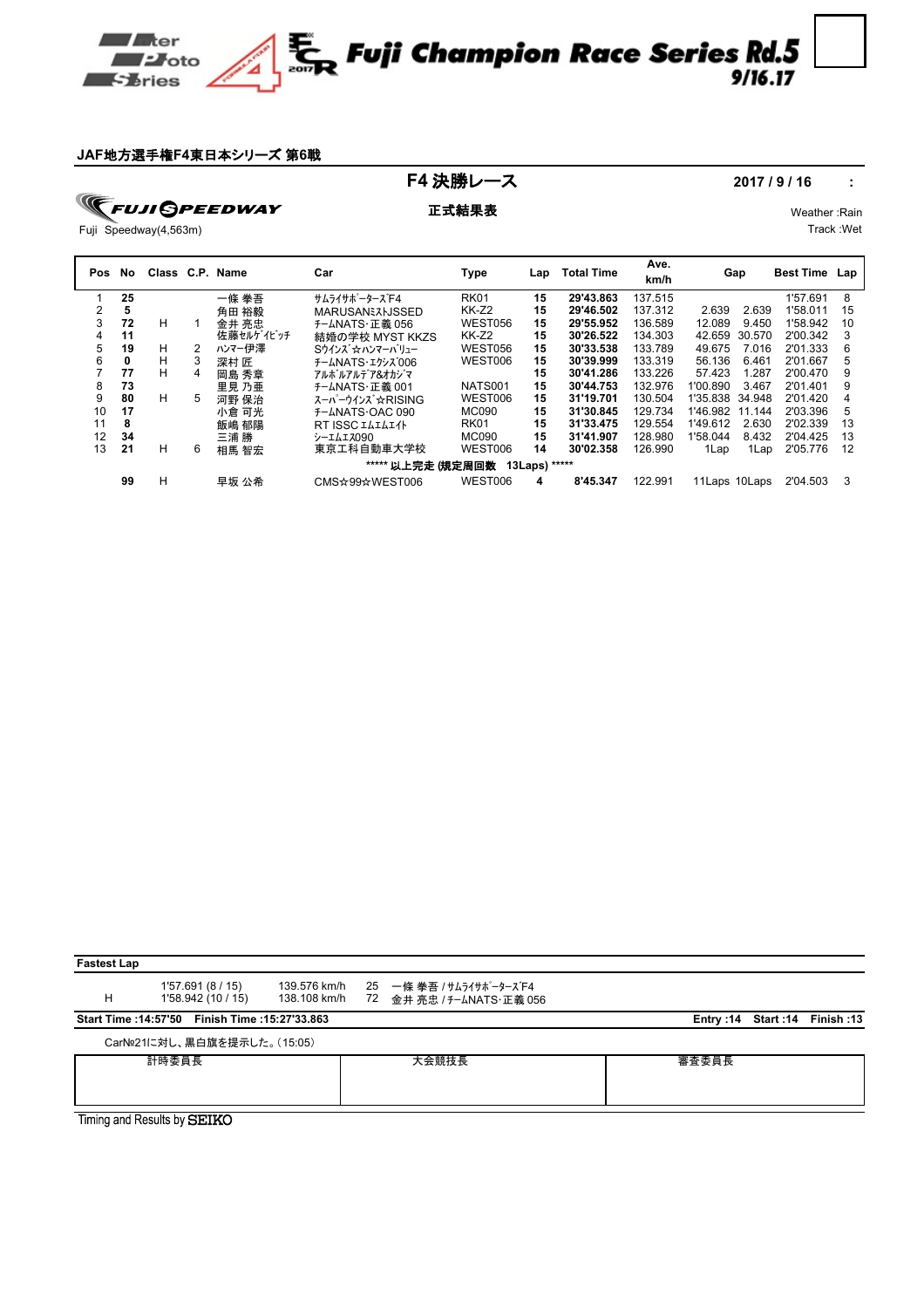# Fuji Champion Race Series Rd.5

9/16.17

### JAF地方選手権F4東日本シリーズ 第6戦

## F4 決勝レース

**正式結果表**

**2017 / 9 / 16**

Fuji Speedway(4,563m)

Weather :Rain
Track :Wet

| Pos | No | Class | C.P. | Name | Car | Type | Lap | Total Time | Ave. km/h | Gap | | Best Time | Lap |
|---|---|---|---|---|---|---|---|---|---|---|---|---|---|
| 1 | 25 | | | 一條 拳吾 | ｻﾑﾗｲｻﾎﾟｰﾀｰｽﾞF4 | RK01 | 15 | 29'43.863 | 137.515 | | | 1'57.691 | 8 |
| 2 | 5 | | | 角田 裕毅 | MARUSANﾐｽﾄJSSED | KK-Z2 | 15 | 29'46.502 | 137.312 | 2.639 | 2.639 | 1'58.011 | 15 |
| 3 | 72 | H | 1 | 金井 亮忠 | ﾁｰﾑNATS･正義 056 | WEST056 | 15 | 29'55.952 | 136.589 | 12.089 | 9.450 | 1'58.942 | 10 |
| 4 | 11 | | | 佐藤セルゲイビッチ | 結婚の学校 MYST KKZS | KK-Z2 | 15 | 30'26.522 | 134.303 | 42.659 | 30.570 | 2'00.342 | 3 |
| 5 | 19 | H | 2 | ﾊﾝﾏｰ伊澤 | Sｳｲﾝｽﾞ☆ﾊﾝﾏｰﾊﾞﾘｭｰ | WEST056 | 15 | 30'33.538 | 133.789 | 49.675 | 7.016 | 2'01.333 | 6 |
| 6 | 0 | H | 3 | 深村 匠 | ﾁｰﾑNATS･ｴｸｼｽﾞ006 | WEST006 | 15 | 30'39.999 | 133.319 | 56.136 | 6.461 | 2'01.667 | 5 |
| 7 | 77 | H | 4 | 岡島 秀章 | ｱﾙﾎﾞﾙｱﾙﾃﾞｱ&ｵｶｼﾞﾏ | | 15 | 30'41.286 | 133.226 | 57.423 | 1.287 | 2'00.470 | 9 |
| 8 | 73 | | | 里見 乃亜 | ﾁｰﾑNATS･正義 001 | NATS001 | 15 | 30'44.753 | 132.976 | 1'00.890 | 3.467 | 2'01.401 | 9 |
| 9 | 80 | H | 5 | 河野 保治 | ｽｰﾊﾟｰｳｲﾝｽﾞ☆RISING | WEST006 | 15 | 31'19.701 | 130.504 | 1'35.838 | 34.948 | 2'01.420 | 4 |
| 10 | 17 | | | 小倉 可光 | ﾁｰﾑNATS･OAC 090 | MC090 | 15 | 31'30.845 | 129.734 | 1'46.982 | 11.144 | 2'03.396 | 5 |
| 11 | 8 | | | 飯嶋 郁陽 | RT ISSC ｴﾑｴﾑｴｲﾄ | RK01 | 15 | 31'33.475 | 129.554 | 1'49.612 | 2.630 | 2'02.339 | 13 |
| 12 | 34 | | | 三浦 勝 | ｼｰｴﾑｴｽ090 | MC090 | 15 | 31'41.907 | 128.980 | 1'58.044 | 8.432 | 2'04.425 | 13 |
| 13 | 21 | H | 6 | 相馬 智宏 | 東京工科自動車大学校 | WEST006 | 14 | 30'02.358 | 126.990 | 1Lap | 1Lap | 2'05.776 | 12 |
| | | | | | ***** 以上完走 (規定周回数 13Laps) ***** | | | | | | | | |
| | 99 | H | | 早坂 公希 | CMS☆99☆WEST006 | WEST006 | 4 | 8'45.347 | 122.991 | 11Laps | 10Laps | 2'04.503 | 3 |

**Fastest Lap**

| | | | | |
|---|---|---|---|---|
| | 1'57.691 (8 / 15) | 139.576 km/h | 25 | 一條 拳吾 / ｻﾑﾗｲｻﾎﾟｰﾀｰｽﾞF4 |
| H | 1'58.942 (10 / 15) | 138.108 km/h | 72 | 金井 亮忠 / ﾁｰﾑNATS･正義 056 |

**Start Time :14:57'50　Finish Time :15:27'33.863**　　**Entry :14　Start :14　Finish :13**

CarNo21に対し、黒白旗を提示した。(15:05)

| 計時委員長 | 大会競技長 | 審査委員長 |
|---|---|---|
| | | |

Timing and Results by SEIKO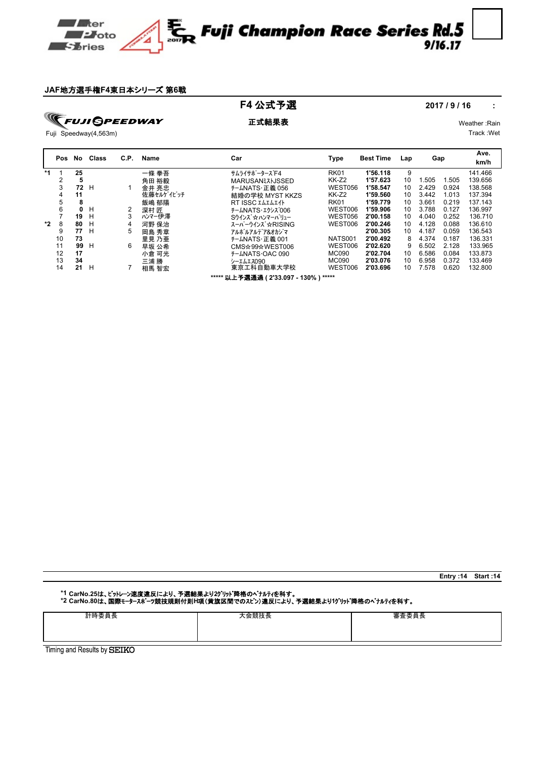Inter Proto Series　Formula 4 2017　FCR Fuji Champion Race Series Rd.5 9/16.17

## JAF地方選手権F4東日本シリーズ 第6戦

# F4 公式予選

## 正式結果表

2017 / 9 / 16　:

FUJI SPEEDWAY
Fuji Speedway(4,563m)

Weather :Rain
Track :Wet

| | Pos | No | Class | C.P. | Name | Car | Type | Best Time | Lap | Gap | | Ave. km/h |
|---|---|---|---|---|---|---|---|---|---|---|---|---|
| *1 | 1 | 25 | | | 一條 拳吾 | ｻﾑﾗｲｻﾎﾟｰﾀｰｽﾞF4 | RK01 | 1'56.118 | 9 | | | 141.466 |
| | 2 | 5 | | | 角田 裕毅 | MARUSANﾐｽﾄJSSED | KK-Z2 | 1'57.623 | 10 | 1.505 | 1.505 | 139.656 |
| | 3 | 72 | H | 1 | 金井 亮忠 | ﾁｰﾑNATS･正義 056 | WEST056 | 1'58.547 | 10 | 2.429 | 0.924 | 138.568 |
| | 4 | 11 | | | 佐藤セルゲイビッチ | 結婚の学校 MYST KKZS | KK-Z2 | 1'59.560 | 10 | 3.442 | 1.013 | 137.394 |
| | 5 | 8 | | | 飯嶋 郁陽 | RT ISSC ｴﾑｴﾑｴｲﾄ | RK01 | 1'59.779 | 10 | 3.661 | 0.219 | 137.143 |
| | 6 | 0 | H | 2 | 深村 匠 | ﾁｰﾑNATS･ｴｸｼｽﾞ006 | WEST006 | 1'59.906 | 10 | 3.788 | 0.127 | 136.997 |
| | 7 | 19 | H | 3 | ﾊﾝﾏｰ伊澤 | Sｳｲﾝｽﾞ☆ﾊﾝﾏｰﾊﾞﾘｭｰ | WEST056 | 2'00.158 | 10 | 4.040 | 0.252 | 136.710 |
| *2 | 8 | 80 | H | 4 | 河野 保治 | ｽｰﾊﾟｰｳｲﾝｽﾞ☆RISING | WEST006 | 2'00.246 | 10 | 4.128 | 0.088 | 136.610 |
| | 9 | 77 | H | 5 | 岡島 秀章 | ｱﾙﾎﾞﾙｱﾙﾃﾞｱ&ｵｶｼﾞﾏ | | 2'00.305 | 10 | 4.187 | 0.059 | 136.543 |
| | 10 | 73 | | | 里見 乃亜 | ﾁｰﾑNATS･正義 001 | NATS001 | 2'00.492 | 8 | 4.374 | 0.187 | 136.331 |
| | 11 | 99 | H | 6 | 早坂 公希 | CMS☆99☆WEST006 | WEST006 | 2'02.620 | 9 | 6.502 | 2.128 | 133.965 |
| | 12 | 17 | | | 小倉 可光 | ﾁｰﾑNATS･OAC 090 | MC090 | 2'02.704 | 10 | 6.586 | 0.084 | 133.873 |
| | 13 | 34 | | | 三浦 勝 | ｼｰｴﾑｴｽ090 | MC090 | 2'03.076 | 10 | 6.958 | 0.372 | 133.469 |
| | 14 | 21 | H | 7 | 相馬 智宏 | 東京工科自動車大学校 | WEST006 | 2'03.696 | 10 | 7.578 | 0.620 | 132.800 |

***** 以上予選通過 ( 2'33.097 - 130% ) *****

Entry :14　Start :14

*1 CarNo.25は、ﾋﾟｯﾄﾚｰﾝ速度違反により、予選結果より2ｸﾞﾘｯﾄﾞ降格のﾍﾟﾅﾙﾃｨを科す。
*2 CarNo.80は、国際ﾓｰﾀｰｽﾎﾟｰﾂ競技規則付則H項(黄旗区間でのｽﾋﾟﾝ)違反により、予選結果より1ｸﾞﾘｯﾄﾞ降格のﾍﾟﾅﾙﾃｨを科す。

| 計時委員長 | 大会競技長 | 審査委員長 |
|---|---|---|
| | | |

Timing and Results by SEIKO